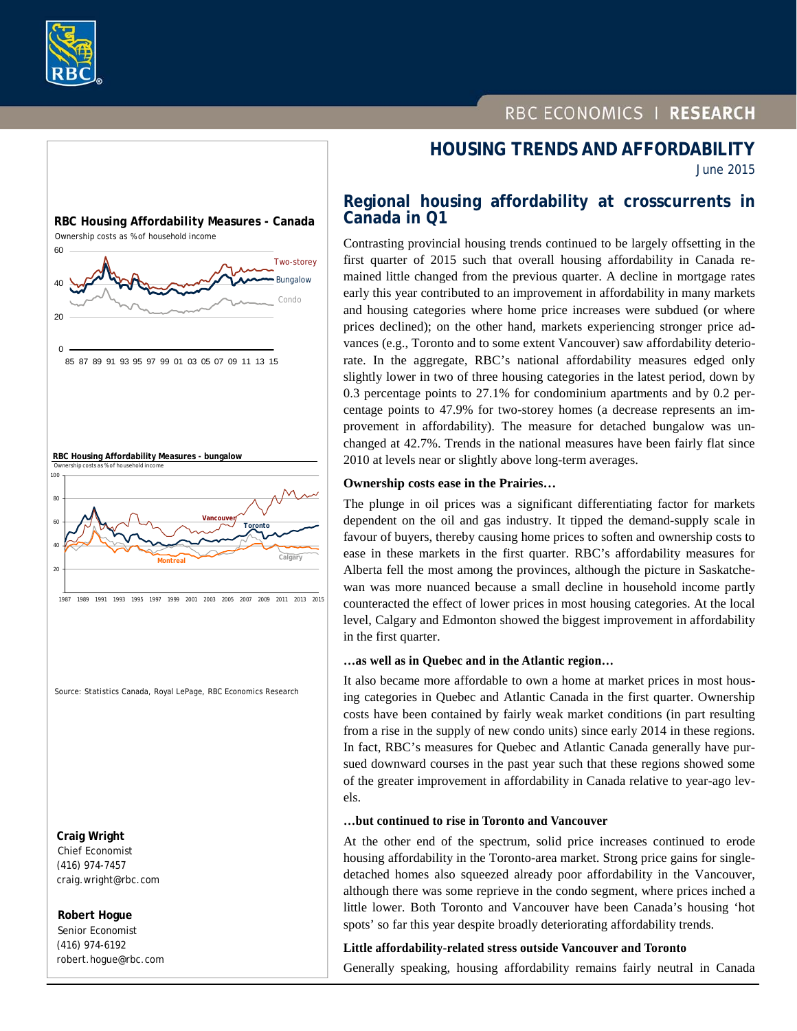RBC ECONOMICS | RESEARCH

# HOUSING TRENDS AND AFFORDABILITY

June 2015

## Regional housing affordability at crosscurrents in Canada in Q1

Contrasting provincial housing trends continued to be largely offsetting in the first quarter of 2015 such that overall housing affordability in Canada remained little changed from the previous quarter. A decline in mortgage rates early this year contributed to an improvement in affordability in many markets and housing categories where home price increases were subdued (or where prices declined); on the other hand, markets experiencing stronger price advances (e.g., Toronto and to some extent Vancouver) saw affordability deteriorate. In the aggregate, RBC's national affordability measures edged only slightly lower in two of three housing categories in the latest period, down by 0.3 percentage points to 27.1% for condominium apartments and by 0.2 percentage points to 47.9% for two-storey homes (a decrease represents an improvement in affordability). The measure for detached bungalow was unchanged at 42.7%. Trends in the national measures have been fairly flat since 2010 at levels near or slightly above long-term averages.

### Ownership costs ease in the Prairies…

The plunge in oil prices was a significant differentiating factor for markets dependent on the oil and gas industry. It tipped the demand-supply scale in favour of buyers, thereby causing home prices to soften and ownership costs to ease in these markets in the first quarter. RBC's affordability measures for Alberta fell the most among the provinces, although the picture in Saskatchewan was more nuanced because a small decline in household income partly counteracted the effect of lower prices in most housing categories. At the local level, Calgary and Edmonton showed the biggest improvement in affordability in the first quarter.

### …as well as in Quebec and in the Atlantic region…

It also became more affordable to own a home at market prices in most housing categories in Quebec and Atlantic Canada in the first quarter. Ownership costs have been contained by fairly weak market conditions (in part resulting from a rise in the supply of new condo units) since early 2014 in these regions. In fact, RBC's measures for Quebec and Atlantic Canada generally have pursued downward courses in the past year such that these regions showed some of the greater improvement in affordability in Canada relative to year-ago levels.

### …but continued to rise in Toronto and Vancouver

At the other end of the spectrum, solid price increases continued to erode housing affordability in the Toronto-area market. Strong price gains for single-detached homes also squeezed already poor affordability in the Vancouver, although there was some reprieve in the condo segment, where prices inched a little lower. Both Toronto and Vancouver have been Canada's housing 'hot spots' so far this year despite broadly deteriorating affordability trends.

### Little affordability-related stress outside Vancouver and Toronto

Generally speaking, housing affordability remains fairly neutral in Canada

**RBC Housing Affordability Measures - Canada**

Ownership costs as % of household income

**RBC Housing Affordability Measures - bungalow**

Ownership costs as % of household income

Source: Statistics Canada, Royal LePage, RBC Economics Research

**Craig Wright**
Chief Economist
(416) 974-7457
craig.wright@rbc.com

**Robert Hogue**
Senior Economist
(416) 974-6192
robert.hogue@rbc.com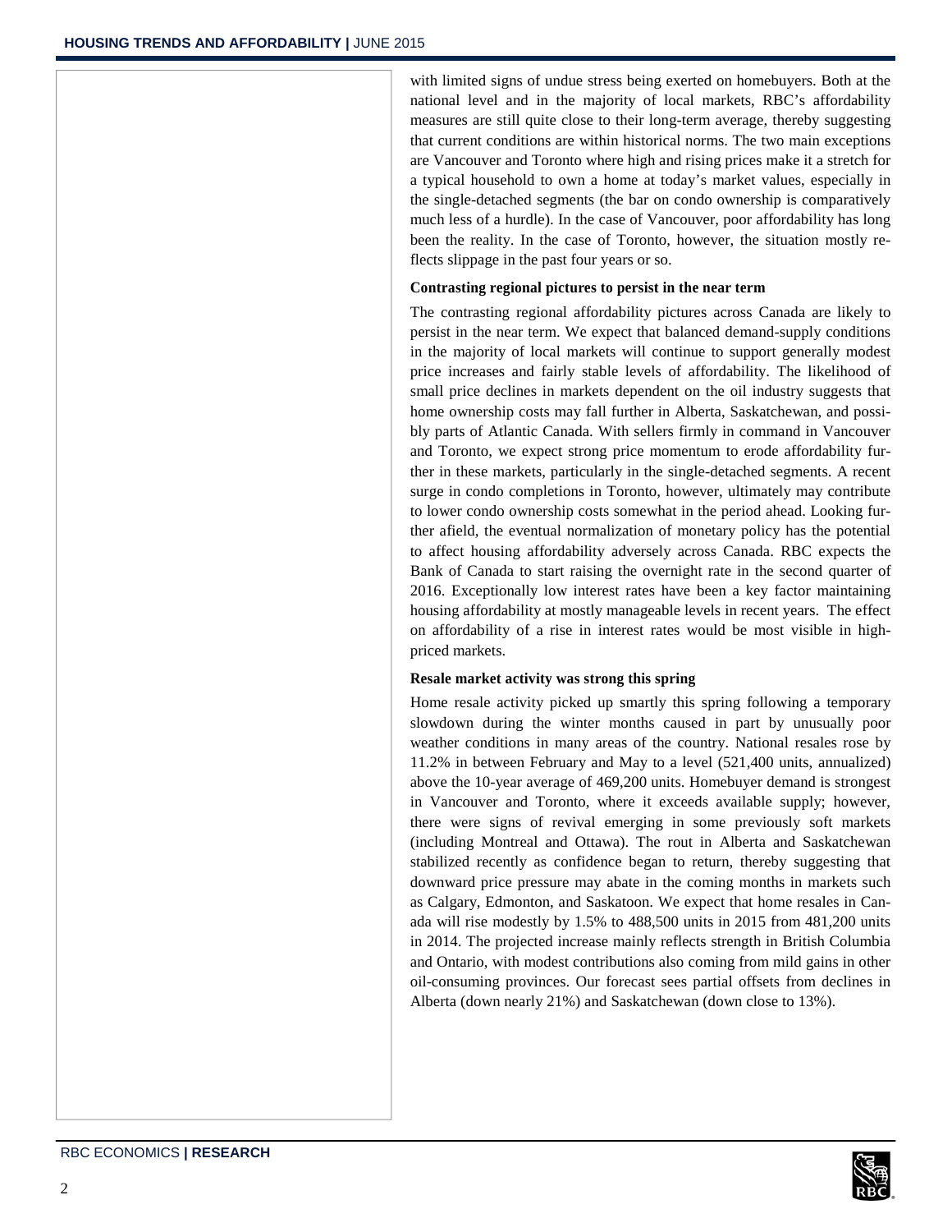with limited signs of undue stress being exerted on homebuyers. Both at the national level and in the majority of local markets, RBC's affordability measures are still quite close to their long-term average, thereby suggesting that current conditions are within historical norms. The two main exceptions are Vancouver and Toronto where high and rising prices make it a stretch for a typical household to own a home at today's market values, especially in the single-detached segments (the bar on condo ownership is comparatively much less of a hurdle). In the case of Vancouver, poor affordability has long been the reality. In the case of Toronto, however, the situation mostly reflects slippage in the past four years or so.

**Contrasting regional pictures to persist in the near term**

The contrasting regional affordability pictures across Canada are likely to persist in the near term. We expect that balanced demand-supply conditions in the majority of local markets will continue to support generally modest price increases and fairly stable levels of affordability. The likelihood of small price declines in markets dependent on the oil industry suggests that home ownership costs may fall further in Alberta, Saskatchewan, and possibly parts of Atlantic Canada. With sellers firmly in command in Vancouver and Toronto, we expect strong price momentum to erode affordability further in these markets, particularly in the single-detached segments. A recent surge in condo completions in Toronto, however, ultimately may contribute to lower condo ownership costs somewhat in the period ahead. Looking further afield, the eventual normalization of monetary policy has the potential to affect housing affordability adversely across Canada. RBC expects the Bank of Canada to start raising the overnight rate in the second quarter of 2016. Exceptionally low interest rates have been a key factor maintaining housing affordability at mostly manageable levels in recent years. The effect on affordability of a rise in interest rates would be most visible in high-priced markets.

**Resale market activity was strong this spring**

Home resale activity picked up smartly this spring following a temporary slowdown during the winter months caused in part by unusually poor weather conditions in many areas of the country. National resales rose by 11.2% in between February and May to a level (521,400 units, annualized) above the 10-year average of 469,200 units. Homebuyer demand is strongest in Vancouver and Toronto, where it exceeds available supply; however, there were signs of revival emerging in some previously soft markets (including Montreal and Ottawa). The rout in Alberta and Saskatchewan stabilized recently as confidence began to return, thereby suggesting that downward price pressure may abate in the coming months in markets such as Calgary, Edmonton, and Saskatoon. We expect that home resales in Canada will rise modestly by 1.5% to 488,500 units in 2015 from 481,200 units in 2014. The projected increase mainly reflects strength in British Columbia and Ontario, with modest contributions also coming from mild gains in other oil-consuming provinces. Our forecast sees partial offsets from declines in Alberta (down nearly 21%) and Saskatchewan (down close to 13%).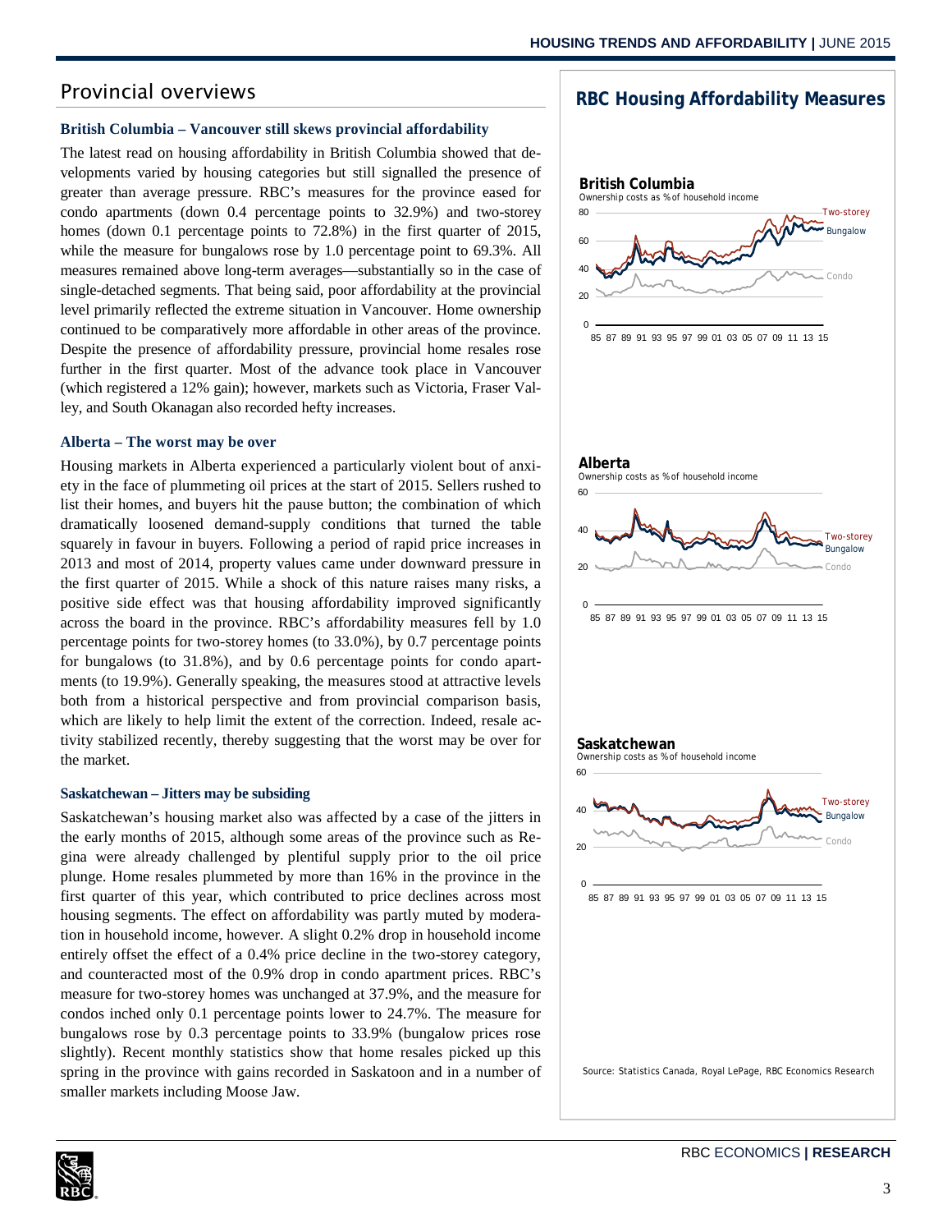## Provincial overviews

### British Columbia – Vancouver still skews provincial affordability

The latest read on housing affordability in British Columbia showed that developments varied by housing categories but still signalled the presence of greater than average pressure. RBC's measures for the province eased for condo apartments (down 0.4 percentage points to 32.9%) and two-storey homes (down 0.1 percentage points to 72.8%) in the first quarter of 2015, while the measure for bungalows rose by 1.0 percentage point to 69.3%. All measures remained above long-term averages—substantially so in the case of single-detached segments. That being said, poor affordability at the provincial level primarily reflected the extreme situation in Vancouver. Home ownership continued to be comparatively more affordable in other areas of the province. Despite the presence of affordability pressure, provincial home resales rose further in the first quarter. Most of the advance took place in Vancouver (which registered a 12% gain); however, markets such as Victoria, Fraser Valley, and South Okanagan also recorded hefty increases.

### Alberta – The worst may be over

Housing markets in Alberta experienced a particularly violent bout of anxiety in the face of plummeting oil prices at the start of 2015. Sellers rushed to list their homes, and buyers hit the pause button; the combination of which dramatically loosened demand-supply conditions that turned the table squarely in favour in buyers. Following a period of rapid price increases in 2013 and most of 2014, property values came under downward pressure in the first quarter of 2015. While a shock of this nature raises many risks, a positive side effect was that housing affordability improved significantly across the board in the province. RBC's affordability measures fell by 1.0 percentage points for two-storey homes (to 33.0%), by 0.7 percentage points for bungalows (to 31.8%), and by 0.6 percentage points for condo apartments (to 19.9%). Generally speaking, the measures stood at attractive levels both from a historical perspective and from provincial comparison basis, which are likely to help limit the extent of the correction. Indeed, resale activity stabilized recently, thereby suggesting that the worst may be over for the market.

### Saskatchewan – Jitters may be subsiding

Saskatchewan's housing market also was affected by a case of the jitters in the early months of 2015, although some areas of the province such as Regina were already challenged by plentiful supply prior to the oil price plunge. Home resales plummeted by more than 16% in the province in the first quarter of this year, which contributed to price declines across most housing segments. The effect on affordability was partly muted by moderation in household income, however. A slight 0.2% drop in household income entirely offset the effect of a 0.4% price decline in the two-storey category, and counteracted most of the 0.9% drop in condo apartment prices. RBC's measure for two-storey homes was unchanged at 37.9%, and the measure for condos inched only 0.1 percentage points lower to 24.7%. The measure for bungalows rose by 0.3 percentage points to 33.9% (bungalow prices rose slightly). Recent monthly statistics show that home resales picked up this spring in the province with gains recorded in Saskatoon and in a number of smaller markets including Moose Jaw.

## RBC Housing Affordability Measures

**British Columbia**
Ownership costs as % of household income

**Alberta**
Ownership costs as % of household income

**Saskatchewan**
Ownership costs as % of household income

Source: Statistics Canada, Royal LePage, RBC Economics Research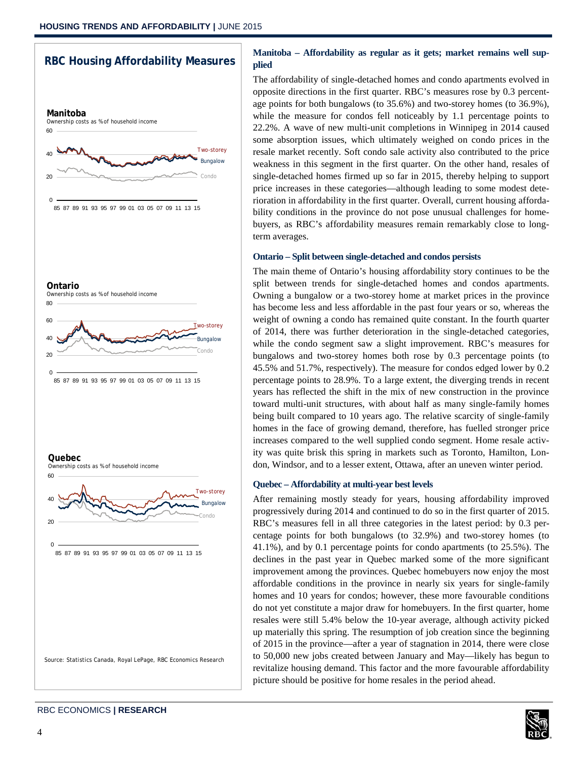## RBC Housing Affordability Measures

**Manitoba**
Ownership costs as % of household income

**Ontario**
Ownership costs as % of household income

**Quebec**
Ownership costs as % of household income

Source: Statistics Canada, Royal LePage, RBC Economics Research

### Manitoba – Affordability as regular as it gets; market remains well supplied

The affordability of single-detached homes and condo apartments evolved in opposite directions in the first quarter. RBC's measures rose by 0.3 percentage points for both bungalows (to 35.6%) and two-storey homes (to 36.9%), while the measure for condos fell noticeably by 1.1 percentage points to 22.2%. A wave of new multi-unit completions in Winnipeg in 2014 caused some absorption issues, which ultimately weighed on condo prices in the resale market recently. Soft condo sale activity also contributed to the price weakness in this segment in the first quarter. On the other hand, resales of single-detached homes firmed up so far in 2015, thereby helping to support price increases in these categories—although leading to some modest deterioration in affordability in the first quarter. Overall, current housing affordability conditions in the province do not pose unusual challenges for homebuyers, as RBC's affordability measures remain remarkably close to long-term averages.

### Ontario – Split between single-detached and condos persists

The main theme of Ontario's housing affordability story continues to be the split between trends for single-detached homes and condos apartments. Owning a bungalow or a two-storey home at market prices in the province has become less and less affordable in the past four years or so, whereas the weight of owning a condo has remained quite constant. In the fourth quarter of 2014, there was further deterioration in the single-detached categories, while the condo segment saw a slight improvement. RBC's measures for bungalows and two-storey homes both rose by 0.3 percentage points (to 45.5% and 51.7%, respectively). The measure for condos edged lower by 0.2 percentage points to 28.9%. To a large extent, the diverging trends in recent years has reflected the shift in the mix of new construction in the province toward multi-unit structures, with about half as many single-family homes being built compared to 10 years ago. The relative scarcity of single-family homes in the face of growing demand, therefore, has fuelled stronger price increases compared to the well supplied condo segment. Home resale activity was quite brisk this spring in markets such as Toronto, Hamilton, London, Windsor, and to a lesser extent, Ottawa, after an uneven winter period.

### Quebec – Affordability at multi-year best levels

After remaining mostly steady for years, housing affordability improved progressively during 2014 and continued to do so in the first quarter of 2015. RBC's measures fell in all three categories in the latest period: by 0.3 percentage points for both bungalows (to 32.9%) and two-storey homes (to 41.1%), and by 0.1 percentage points for condo apartments (to 25.5%). The declines in the past year in Quebec marked some of the more significant improvement among the provinces. Quebec homebuyers now enjoy the most affordable conditions in the province in nearly six years for single-family homes and 10 years for condos; however, these more favourable conditions do not yet constitute a major draw for homebuyers. In the first quarter, home resales were still 5.4% below the 10-year average, although activity picked up materially this spring. The resumption of job creation since the beginning of 2015 in the province—after a year of stagnation in 2014, there were close to 50,000 new jobs created between January and May—likely has begun to revitalize housing demand. This factor and the more favourable affordability picture should be positive for home resales in the period ahead.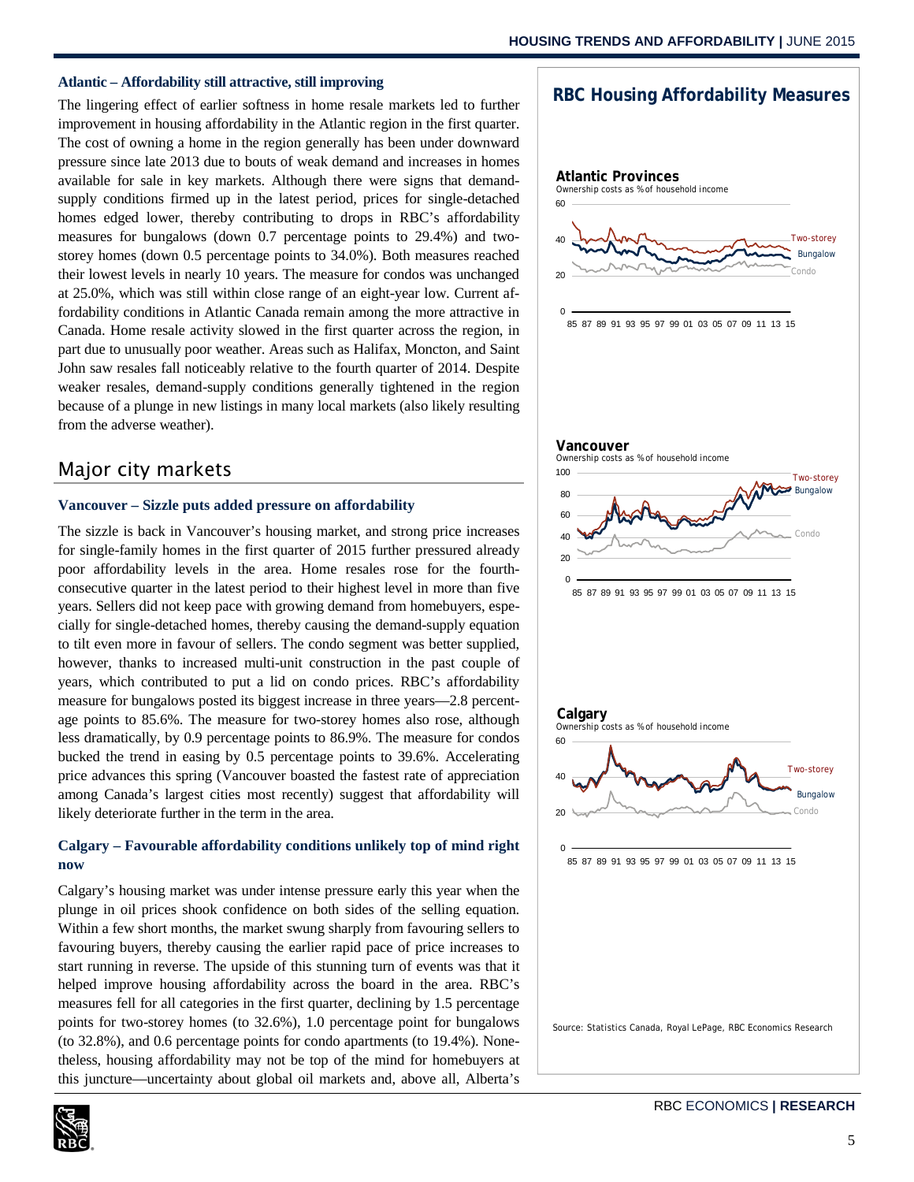### Atlantic – Affordability still attractive, still improving

The lingering effect of earlier softness in home resale markets led to further improvement in housing affordability in the Atlantic region in the first quarter. The cost of owning a home in the region generally has been under downward pressure since late 2013 due to bouts of weak demand and increases in homes available for sale in key markets. Although there were signs that demand-supply conditions firmed up in the latest period, prices for single-detached homes edged lower, thereby contributing to drops in RBC's affordability measures for bungalows (down 0.7 percentage points to 29.4%) and two-storey homes (down 0.5 percentage points to 34.0%). Both measures reached their lowest levels in nearly 10 years. The measure for condos was unchanged at 25.0%, which was still within close range of an eight-year low. Current affordability conditions in Atlantic Canada remain among the more attractive in Canada. Home resale activity slowed in the first quarter across the region, in part due to unusually poor weather. Areas such as Halifax, Moncton, and Saint John saw resales fall noticeably relative to the fourth quarter of 2014. Despite weaker resales, demand-supply conditions generally tightened in the region because of a plunge in new listings in many local markets (also likely resulting from the adverse weather).

## Major city markets

### Vancouver – Sizzle puts added pressure on affordability

The sizzle is back in Vancouver's housing market, and strong price increases for single-family homes in the first quarter of 2015 further pressured already poor affordability levels in the area. Home resales rose for the fourth-consecutive quarter in the latest period to their highest level in more than five years. Sellers did not keep pace with growing demand from homebuyers, especially for single-detached homes, thereby causing the demand-supply equation to tilt even more in favour of sellers. The condo segment was better supplied, however, thanks to increased multi-unit construction in the past couple of years, which contributed to put a lid on condo prices. RBC's affordability measure for bungalows posted its biggest increase in three years—2.8 percentage points to 85.6%. The measure for two-storey homes also rose, although less dramatically, by 0.9 percentage points to 86.9%. The measure for condos bucked the trend in easing by 0.5 percentage points to 39.6%. Accelerating price advances this spring (Vancouver boasted the fastest rate of appreciation among Canada's largest cities most recently) suggest that affordability will likely deteriorate further in the term in the area.

### Calgary – Favourable affordability conditions unlikely top of mind right now

Calgary's housing market was under intense pressure early this year when the plunge in oil prices shook confidence on both sides of the selling equation. Within a few short months, the market swung sharply from favouring sellers to favouring buyers, thereby causing the earlier rapid pace of price increases to start running in reverse. The upside of this stunning turn of events was that it helped improve housing affordability across the board in the area. RBC's measures fell for all categories in the first quarter, declining by 1.5 percentage points for two-storey homes (to 32.6%), 1.0 percentage point for bungalows (to 32.8%), and 0.6 percentage points for condo apartments (to 19.4%). Nonetheless, housing affordability may not be top of the mind for homebuyers at this juncture—uncertainty about global oil markets and, above all, Alberta's

**RBC Housing Affordability Measures**

**Atlantic Provinces**
Ownership costs as % of household income

**Vancouver**
Ownership costs as % of household income

**Calgary**
Ownership costs as % of household income

Source: Statistics Canada, Royal LePage, RBC Economics Research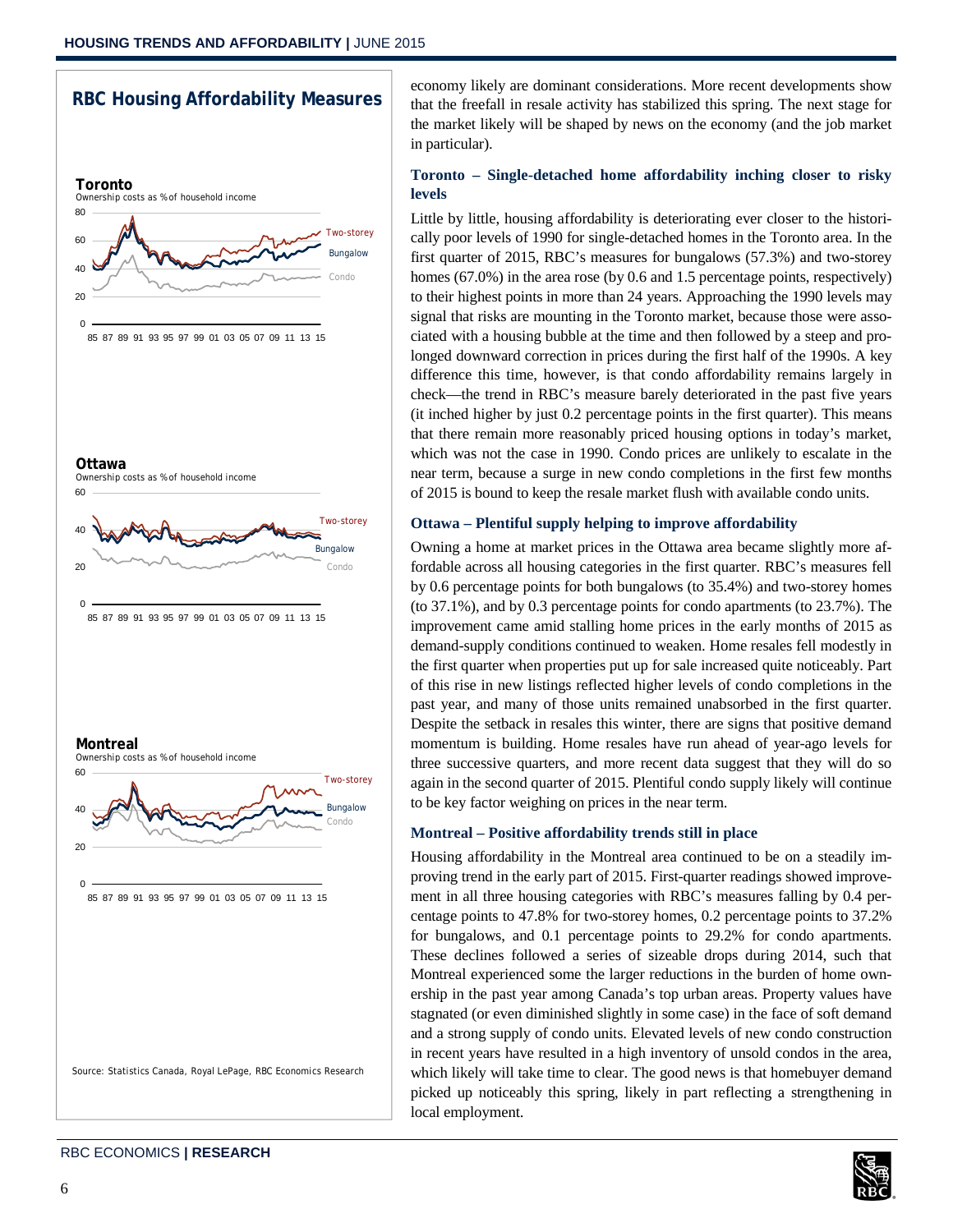## RBC Housing Affordability Measures

**Toronto**
Ownership costs as % of household income

**Ottawa**
Ownership costs as % of household income

**Montreal**
Ownership costs as % of household income

Source: Statistics Canada, Royal LePage, RBC Economics Research

economy likely are dominant considerations. More recent developments show that the freefall in resale activity has stabilized this spring. The next stage for the market likely will be shaped by news on the economy (and the job market in particular).

### Toronto – Single-detached home affordability inching closer to risky levels

Little by little, housing affordability is deteriorating ever closer to the historically poor levels of 1990 for single-detached homes in the Toronto area. In the first quarter of 2015, RBC's measures for bungalows (57.3%) and two-storey homes (67.0%) in the area rose (by 0.6 and 1.5 percentage points, respectively) to their highest points in more than 24 years. Approaching the 1990 levels may signal that risks are mounting in the Toronto market, because those were associated with a housing bubble at the time and then followed by a steep and prolonged downward correction in prices during the first half of the 1990s. A key difference this time, however, is that condo affordability remains largely in check—the trend in RBC's measure barely deteriorated in the past five years (it inched higher by just 0.2 percentage points in the first quarter). This means that there remain more reasonably priced housing options in today's market, which was not the case in 1990. Condo prices are unlikely to escalate in the near term, because a surge in new condo completions in the first few months of 2015 is bound to keep the resale market flush with available condo units.

### Ottawa – Plentiful supply helping to improve affordability

Owning a home at market prices in the Ottawa area became slightly more affordable across all housing categories in the first quarter. RBC's measures fell by 0.6 percentage points for both bungalows (to 35.4%) and two-storey homes (to 37.1%), and by 0.3 percentage points for condo apartments (to 23.7%). The improvement came amid stalling home prices in the early months of 2015 as demand-supply conditions continued to weaken. Home resales fell modestly in the first quarter when properties put up for sale increased quite noticeably. Part of this rise in new listings reflected higher levels of condo completions in the past year, and many of those units remained unabsorbed in the first quarter. Despite the setback in resales this winter, there are signs that positive demand momentum is building. Home resales have run ahead of year-ago levels for three successive quarters, and more recent data suggest that they will do so again in the second quarter of 2015. Plentiful condo supply likely will continue to be key factor weighing on prices in the near term.

### Montreal – Positive affordability trends still in place

Housing affordability in the Montreal area continued to be on a steadily improving trend in the early part of 2015. First-quarter readings showed improvement in all three housing categories with RBC's measures falling by 0.4 percentage points to 47.8% for two-storey homes, 0.2 percentage points to 37.2% for bungalows, and 0.1 percentage points to 29.2% for condo apartments. These declines followed a series of sizeable drops during 2014, such that Montreal experienced some the larger reductions in the burden of home ownership in the past year among Canada's top urban areas. Property values have stagnated (or even diminished slightly in some case) in the face of soft demand and a strong supply of condo units. Elevated levels of new condo construction in recent years have resulted in a high inventory of unsold condos in the area, which likely will take time to clear. The good news is that homebuyer demand picked up noticeably this spring, likely in part reflecting a strengthening in local employment.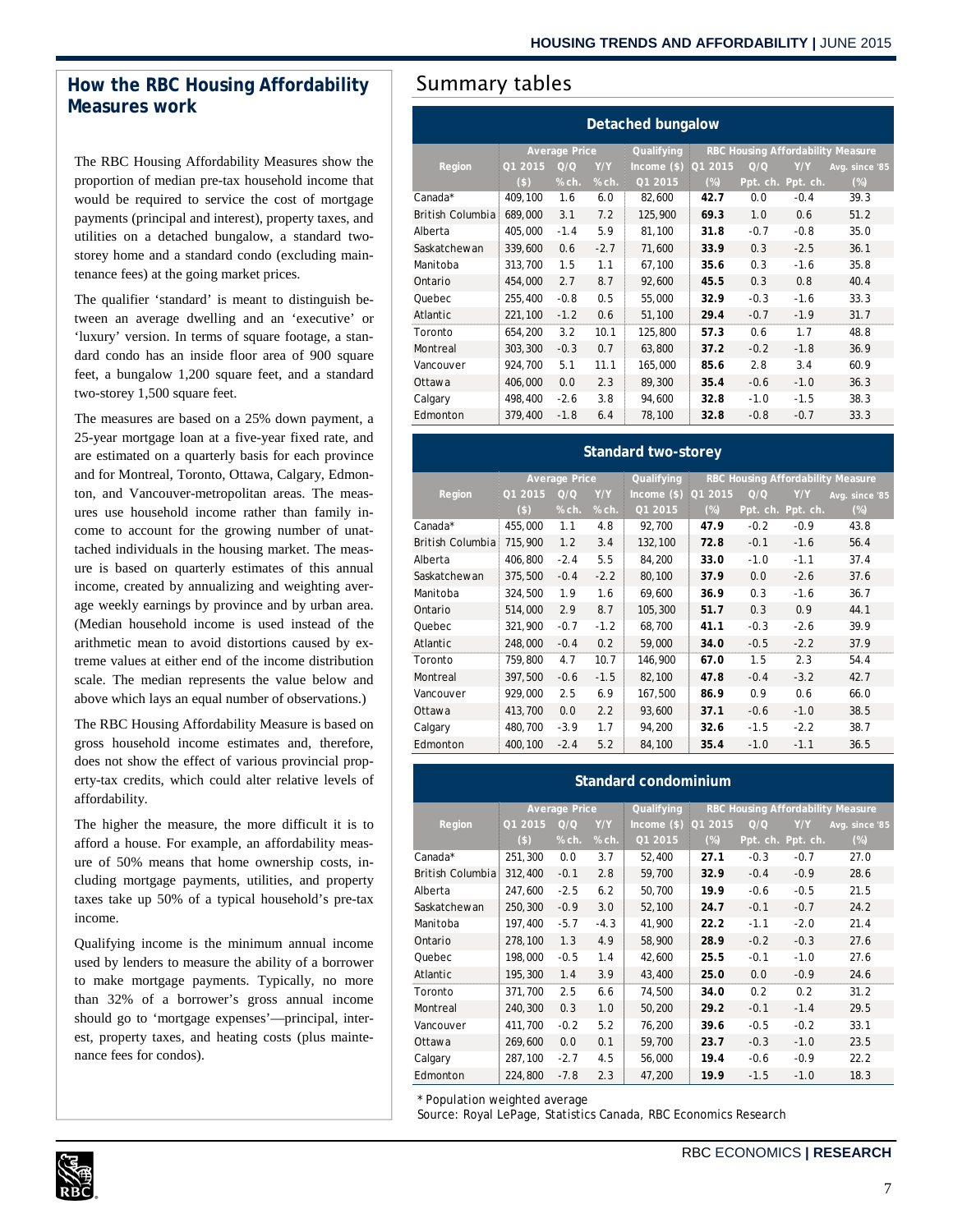## How the RBC Housing Affordability Measures work

The RBC Housing Affordability Measures show the proportion of median pre-tax household income that would be required to service the cost of mortgage payments (principal and interest), property taxes, and utilities on a detached bungalow, a standard two-storey home and a standard condo (excluding maintenance fees) at the going market prices.

The qualifier 'standard' is meant to distinguish between an average dwelling and an 'executive' or 'luxury' version. In terms of square footage, a standard condo has an inside floor area of 900 square feet, a bungalow 1,200 square feet, and a standard two-storey 1,500 square feet.

The measures are based on a 25% down payment, a 25-year mortgage loan at a five-year fixed rate, and are estimated on a quarterly basis for each province and for Montreal, Toronto, Ottawa, Calgary, Edmonton, and Vancouver-metropolitan areas. The measures use household income rather than family income to account for the growing number of unattached individuals in the housing market. The measure is based on quarterly estimates of this annual income, created by annualizing and weighting average weekly earnings by province and by urban area. (Median household income is used instead of the arithmetic mean to avoid distortions caused by extreme values at either end of the income distribution scale. The median represents the value below and above which lays an equal number of observations.)

The RBC Housing Affordability Measure is based on gross household income estimates and, therefore, does not show the effect of various provincial property-tax credits, which could alter relative levels of affordability.

The higher the measure, the more difficult it is to afford a house. For example, an affordability measure of 50% means that home ownership costs, including mortgage payments, utilities, and property taxes take up 50% of a typical household's pre-tax income.

Qualifying income is the minimum annual income used by lenders to measure the ability of a borrower to make mortgage payments. Typically, no more than 32% of a borrower's gross annual income should go to 'mortgage expenses'—principal, interest, property taxes, and heating costs (plus maintenance fees for condos).

## Summary tables

**Detached bungalow**

| Region | Average Price | | | Qualifying | RBC Housing Affordability Measure | | | |
|---|---|---|---|---|---|---|---|---|
| | Q1 2015 ($) | Q/Q % ch. | Y/Y % ch. | Income ($) Q1 2015 | Q1 2015 (%) | Q/Q Ppt. ch. | Y/Y Ppt. ch. | Avg. since '85 (%) |
| Canada* | 409,100 | 1.6 | 6.0 | 82,600 | **42.7** | 0.0 | -0.4 | 39.3 |
| British Columbia | 689,000 | 3.1 | 7.2 | 125,900 | **69.3** | 1.0 | 0.6 | 51.2 |
| Alberta | 405,000 | -1.4 | 5.9 | 81,100 | **31.8** | -0.7 | -0.8 | 35.0 |
| Saskatchewan | 339,600 | 0.6 | -2.7 | 71,600 | **33.9** | 0.3 | -2.5 | 36.1 |
| Manitoba | 313,700 | 1.5 | 1.1 | 67,100 | **35.6** | 0.3 | -1.6 | 35.8 |
| Ontario | 454,000 | 2.7 | 8.7 | 92,600 | **45.5** | 0.3 | 0.8 | 40.4 |
| Quebec | 255,400 | -0.8 | 0.5 | 55,000 | **32.9** | -0.3 | -1.6 | 33.3 |
| Atlantic | 221,100 | -1.2 | 0.6 | 51,100 | **29.4** | -0.7 | -1.9 | 31.7 |
| Toronto | 654,200 | 3.2 | 10.1 | 125,800 | **57.3** | 0.6 | 1.7 | 48.8 |
| Montreal | 303,300 | -0.3 | 0.7 | 63,800 | **37.2** | -0.2 | -1.8 | 36.9 |
| Vancouver | 924,700 | 5.1 | 11.1 | 165,000 | **85.6** | 2.8 | 3.4 | 60.9 |
| Ottawa | 406,000 | 0.0 | 2.3 | 89,300 | **35.4** | -0.6 | -1.0 | 36.3 |
| Calgary | 498,400 | -2.6 | 3.8 | 94,600 | **32.8** | -1.0 | -1.5 | 38.3 |
| Edmonton | 379,400 | -1.8 | 6.4 | 78,100 | **32.8** | -0.8 | -0.7 | 33.3 |

**Standard two-storey**

| Region | Average Price | | | Qualifying | RBC Housing Affordability Measure | | | |
|---|---|---|---|---|---|---|---|---|
| | Q1 2015 ($) | Q/Q % ch. | Y/Y % ch. | Income ($) Q1 2015 | Q1 2015 (%) | Q/Q Ppt. ch. | Y/Y Ppt. ch. | Avg. since '85 (%) |
| Canada* | 455,000 | 1.1 | 4.8 | 92,700 | **47.9** | -0.2 | -0.9 | 43.8 |
| British Columbia | 715,900 | 1.2 | 3.4 | 132,100 | **72.8** | -0.1 | -1.6 | 56.4 |
| Alberta | 406,800 | -2.4 | 5.5 | 84,200 | **33.0** | -1.0 | -1.1 | 37.4 |
| Saskatchewan | 375,500 | -0.4 | -2.2 | 80,100 | **37.9** | 0.0 | -2.6 | 37.6 |
| Manitoba | 324,500 | 1.9 | 1.6 | 69,600 | **36.9** | 0.3 | -1.6 | 36.7 |
| Ontario | 514,000 | 2.9 | 8.7 | 105,300 | **51.7** | 0.3 | 0.9 | 44.1 |
| Quebec | 321,900 | -0.7 | -1.2 | 68,700 | **41.1** | -0.3 | -2.6 | 39.9 |
| Atlantic | 248,000 | -0.4 | 0.2 | 59,000 | **34.0** | -0.5 | -2.2 | 37.9 |
| Toronto | 759,800 | 4.7 | 10.7 | 146,900 | **67.0** | 1.5 | 2.3 | 54.4 |
| Montreal | 397,500 | -0.6 | -1.5 | 82,100 | **47.8** | -0.4 | -3.2 | 42.7 |
| Vancouver | 929,000 | 2.5 | 6.9 | 167,500 | **86.9** | 0.9 | 0.6 | 66.0 |
| Ottawa | 413,700 | 0.0 | 2.2 | 93,600 | **37.1** | -0.6 | -1.0 | 38.5 |
| Calgary | 480,700 | -3.9 | 1.7 | 94,200 | **32.6** | -1.5 | -2.2 | 38.7 |
| Edmonton | 400,100 | -2.4 | 5.2 | 84,100 | **35.4** | -1.0 | -1.1 | 36.5 |

**Standard condominium**

| Region | Average Price | | | Qualifying | RBC Housing Affordability Measure | | | |
|---|---|---|---|---|---|---|---|---|
| | Q1 2015 ($) | Q/Q % ch. | Y/Y % ch. | Income ($) Q1 2015 | Q1 2015 (%) | Q/Q Ppt. ch. | Y/Y Ppt. ch. | Avg. since '85 (%) |
| Canada* | 251,300 | 0.0 | 3.7 | 52,400 | **27.1** | -0.3 | -0.7 | 27.0 |
| British Columbia | 312,400 | -0.1 | 2.8 | 59,700 | **32.9** | -0.4 | -0.9 | 28.6 |
| Alberta | 247,600 | -2.5 | 6.2 | 50,700 | **19.9** | -0.6 | -0.5 | 21.5 |
| Saskatchewan | 250,300 | -0.9 | 3.0 | 52,100 | **24.7** | -0.1 | -0.7 | 24.2 |
| Manitoba | 197,400 | -5.7 | -4.3 | 41,900 | **22.2** | -1.1 | -2.0 | 21.4 |
| Ontario | 278,100 | 1.3 | 4.9 | 58,900 | **28.9** | -0.2 | -0.3 | 27.6 |
| Quebec | 198,000 | -0.5 | 1.4 | 42,600 | **25.5** | -0.1 | -1.0 | 27.6 |
| Atlantic | 195,300 | 1.4 | 3.9 | 43,400 | **25.0** | 0.0 | -0.9 | 24.6 |
| Toronto | 371,700 | 2.5 | 6.6 | 74,500 | **34.0** | 0.2 | 0.2 | 31.2 |
| Montreal | 240,300 | 0.3 | 1.0 | 50,200 | **29.2** | -0.1 | -1.4 | 29.5 |
| Vancouver | 411,700 | -0.2 | 5.2 | 76,200 | **39.6** | -0.5 | -0.2 | 33.1 |
| Ottawa | 269,600 | 0.0 | 0.1 | 59,700 | **23.7** | -0.3 | -1.0 | 23.5 |
| Calgary | 287,100 | -2.7 | 4.5 | 56,000 | **19.4** | -0.6 | -0.9 | 22.2 |
| Edmonton | 224,800 | -7.8 | 2.3 | 47,200 | **19.9** | -1.5 | -1.0 | 18.3 |

\* Population weighted average

Source: Royal LePage, Statistics Canada, RBC Economics Research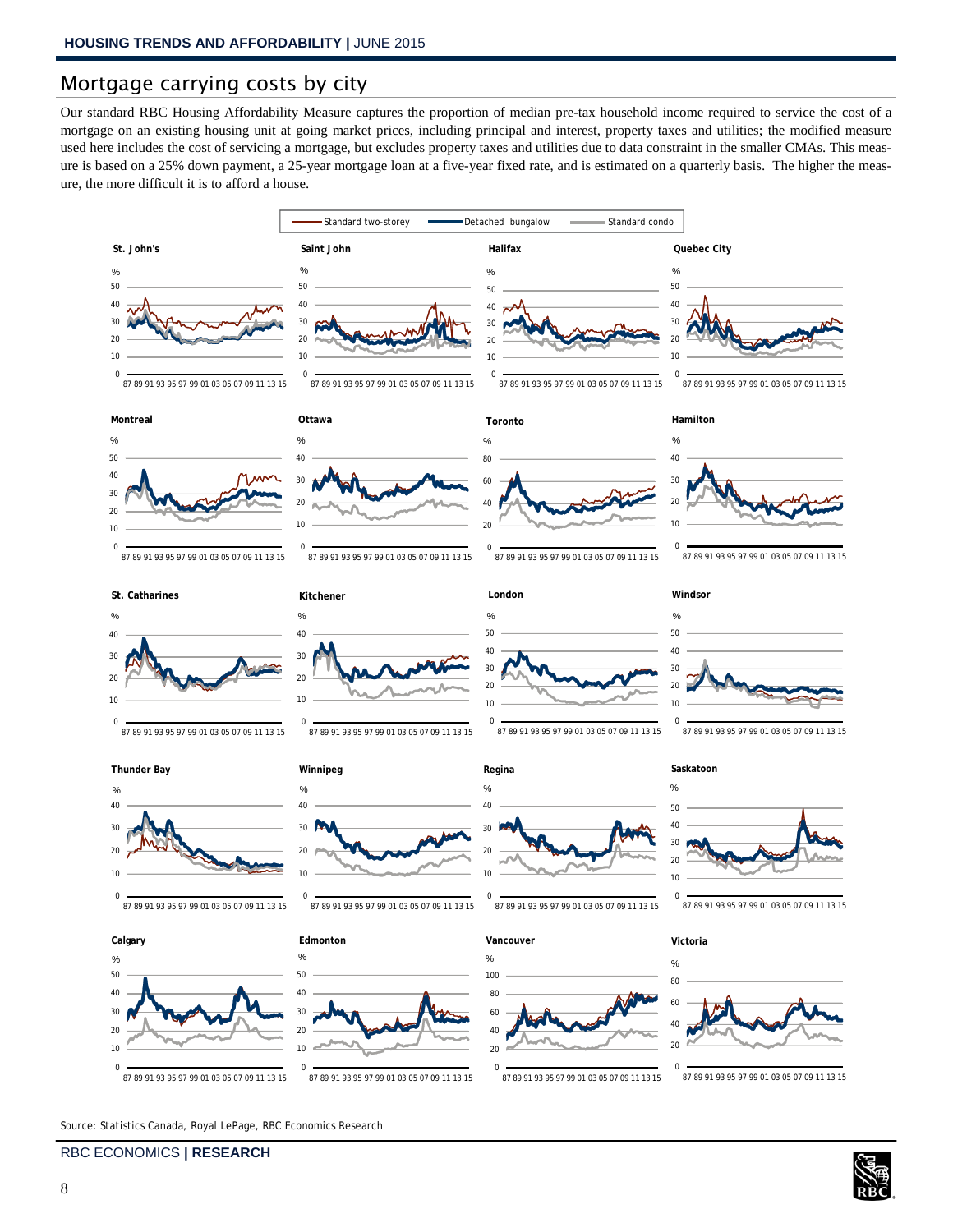## Mortgage carrying costs by city

Our standard RBC Housing Affordability Measure captures the proportion of median pre-tax household income required to service the cost of a mortgage on an existing housing unit at going market prices, including principal and interest, property taxes and utilities; the modified measure used here includes the cost of servicing a mortgage, but excludes property taxes and utilities due to data constraint in the smaller CMAs. This measure is based on a 25% down payment, a 25-year mortgage loan at a five-year fixed rate, and is estimated on a quarterly basis. The higher the measure, the more difficult it is to afford a house.

Standard two-storey — Detached bungalow — Standard condo

St. John's | Saint John | Halifax | Quebec City

Montreal | Ottawa | Toronto | Hamilton

St. Catharines | Kitchener | London | Windsor

Thunder Bay | Winnipeg | Regina | Saskatoon

Calgary | Edmonton | Vancouver | Victoria

Source: Statistics Canada, Royal LePage, RBC Economics Research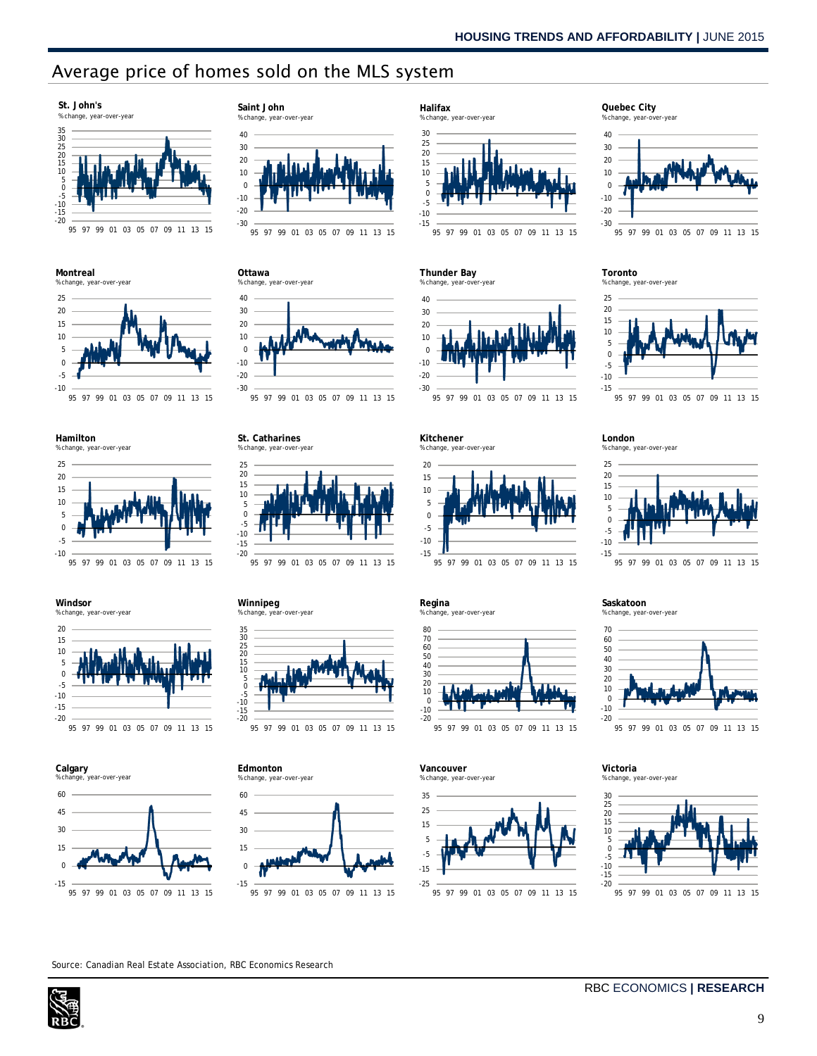# Average price of homes sold on the MLS system

**St. John's**
% change, year-over-year

**Saint John**
% change, year-over-year

**Halifax**
% change, year-over-year

**Quebec City**
% change, year-over-year

**Montreal**
% change, year-over-year

**Ottawa**
% change, year-over-year

**Thunder Bay**
% change, year-over-year

**Toronto**
% change, year-over-year

**Hamilton**
% change, year-over-year

**St. Catharines**
% change, year-over-year

**Kitchener**
% change, year-over-year

**London**
% change, year-over-year

**Windsor**
% change, year-over-year

**Winnipeg**
% change, year-over-year

**Regina**
% change, year-over-year

**Saskatoon**
% change, year-over-year

**Calgary**
% change, year-over-year

**Edmonton**
% change, year-over-year

**Vancouver**
% change, year-over-year

**Victoria**
% change, year-over-year

Source: Canadian Real Estate Association, RBC Economics Research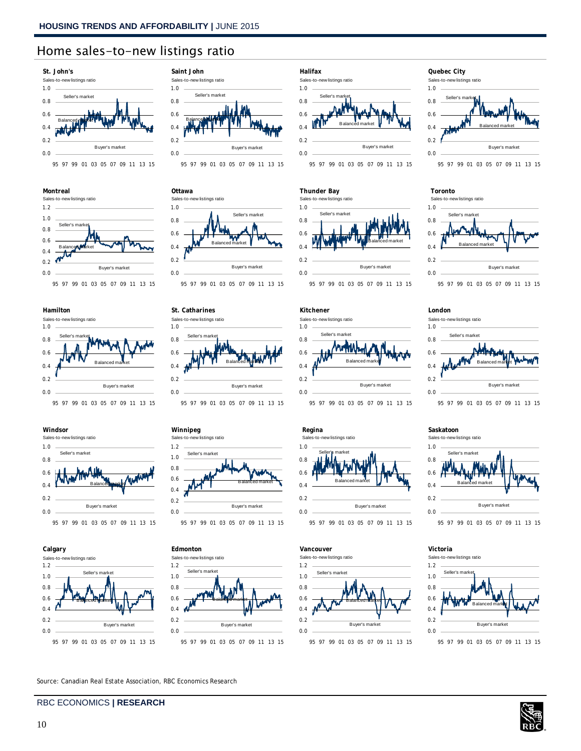# Home sales-to-new listings ratio

### St. John's
Sales-to-new listings ratio

Seller's market · Balanced market · Buyer's market

### Saint John
Sales-to-new listings ratio

Seller's market · Balanced market · Buyer's market

### Halifax
Sales-to-new listings ratio

Seller's market · Balanced market · Buyer's market

### Quebec City
Sales-to-new listings ratio

Seller's market · Balanced market · Buyer's market

### Montreal
Sales-to-new listings ratio

Seller's market · Balanced market · Buyer's market

### Ottawa
Sales-to-new listings ratio

Seller's market · Balanced market · Buyer's market

### Thunder Bay
Sales-to-new listings ratio

Seller's market · Balanced market · Buyer's market

### Toronto
Sales-to-new listings ratio

Seller's market · Balanced market · Buyer's market

### Hamilton
Sales-to-new listings ratio

Seller's market · Balanced market · Buyer's market

### St. Catharines
Sales-to-new listings ratio

Seller's market · Balanced market · Buyer's market

### Kitchener
Sales-to-new listings ratio

Seller's market · Balanced market · Buyer's market

### London
Sales-to-new listings ratio

Seller's market · Balanced market · Buyer's market

### Windsor
Sales-to-new listings ratio

Seller's market · Balanced market · Buyer's market

### Winnipeg
Sales-to-new listings ratio

Seller's market · Balanced market · Buyer's market

### Regina
Sales-to-new listings ratio

Seller's market · Balanced market · Buyer's market

### Saskatoon
Sales-to-new listings ratio

Seller's market · Balanced market · Buyer's market

### Calgary
Sales-to-new listings ratio

Seller's market · Balanced market · Buyer's market

### Edmonton
Sales-to-new listings ratio

Seller's market · Balanced market · Buyer's market

### Vancouver
Sales-to-new listings ratio

Seller's market · Balanced market · Buyer's market

### Victoria
Sales-to-new listings ratio

Seller's market · Balanced market · Buyer's market

Source: Canadian Real Estate Association, RBC Economics Research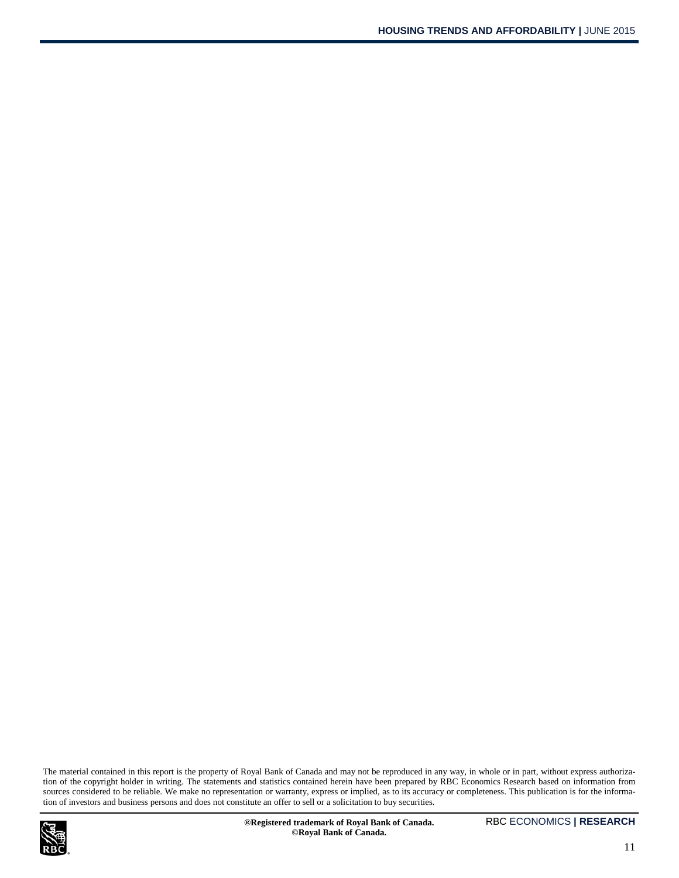The material contained in this report is the property of Royal Bank of Canada and may not be reproduced in any way, in whole or in part, without express authorization of the copyright holder in writing. The statements and statistics contained herein have been prepared by RBC Economics Research based on information from sources considered to be reliable. We make no representation or warranty, express or implied, as to its accuracy or completeness. This publication is for the information of investors and business persons and does not constitute an offer to sell or a solicitation to buy securities.

**®Registered trademark of Royal Bank of Canada.**
**©Royal Bank of Canada.**